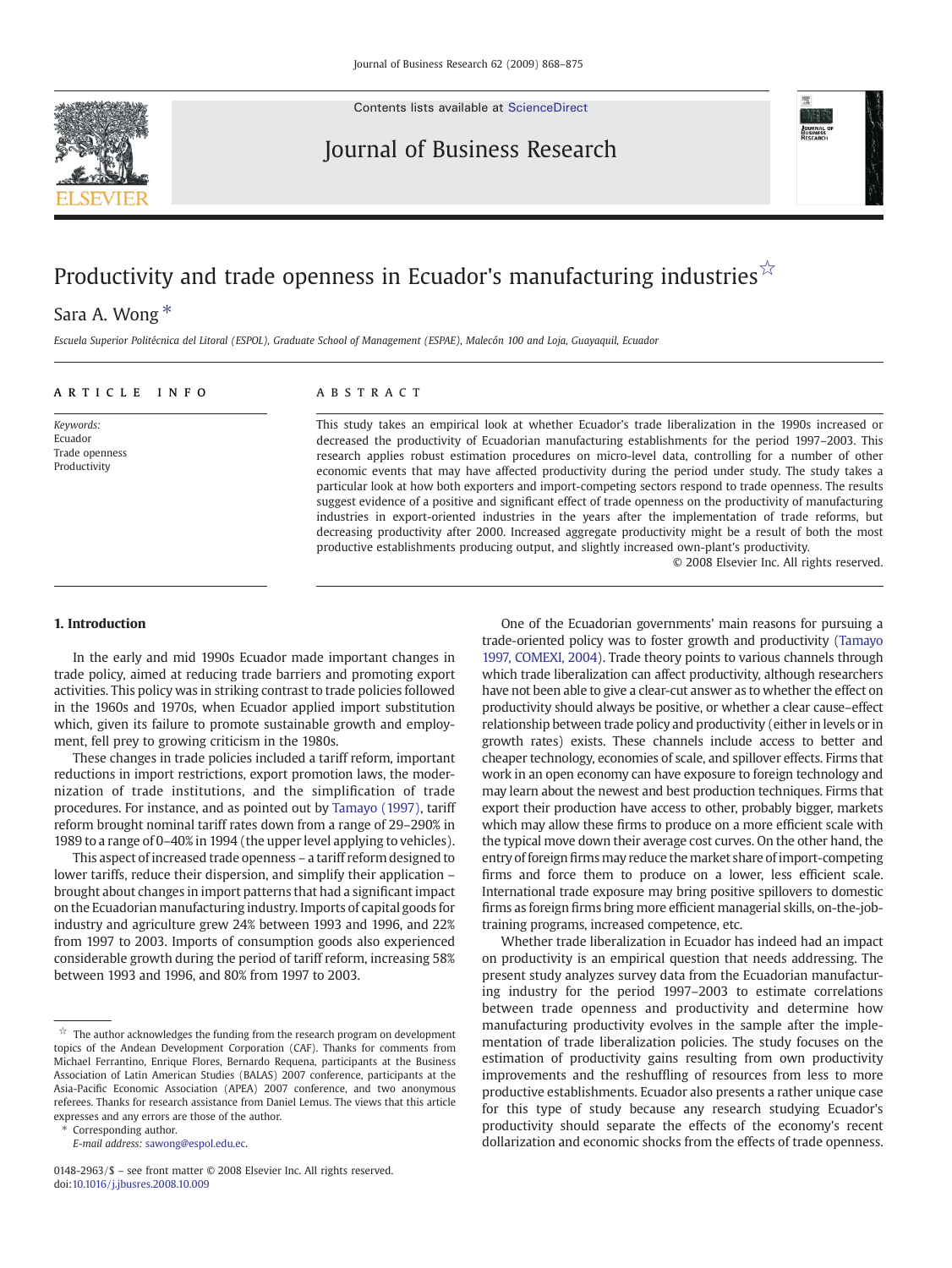# Productivity and trade openness in Ecuador's manufacturing industries ☆

Sara A. Wong *

*Escuela Superior Politécnica del Litoral (ESPOL), Graduate School of Management (ESPAE), Malecón 100 and Loja, Guayaquil, Ecuador*

**ARTICLE INFO**

*Keywords:*
Ecuador
Trade openness
Productivity

**ABSTRACT**

This study takes an empirical look at whether Ecuador's trade liberalization in the 1990s increased or decreased the productivity of Ecuadorian manufacturing establishments for the period 1997–2003. This research applies robust estimation procedures on micro-level data, controlling for a number of other economic events that may have affected productivity during the period under study. The study takes a particular look at how both exporters and import-competing sectors respond to trade openness. The results suggest evidence of a positive and significant effect of trade openness on the productivity of manufacturing industries in export-oriented industries in the years after the implementation of trade reforms, but decreasing productivity after 2000. Increased aggregate productivity might be a result of both the most productive establishments producing output, and slightly increased own-plant's productivity.

© 2008 Elsevier Inc. All rights reserved.

## 1. Introduction

In the early and mid 1990s Ecuador made important changes in trade policy, aimed at reducing trade barriers and promoting export activities. This policy was in striking contrast to trade policies followed in the 1960s and 1970s, when Ecuador applied import substitution which, given its failure to promote sustainable growth and employment, fell prey to growing criticism in the 1980s.

These changes in trade policies included a tariff reform, important reductions in import restrictions, export promotion laws, the modernization of trade institutions, and the simplification of trade procedures. For instance, and as pointed out by Tamayo (1997), tariff reform brought nominal tariff rates down from a range of 29–290% in 1989 to a range of 0–40% in 1994 (the upper level applying to vehicles).

This aspect of increased trade openness – a tariff reform designed to lower tariffs, reduce their dispersion, and simplify their application – brought about changes in import patterns that had a significant impact on the Ecuadorian manufacturing industry. Imports of capital goods for industry and agriculture grew 24% between 1993 and 1996, and 22% from 1997 to 2003. Imports of consumption goods also experienced considerable growth during the period of tariff reform, increasing 58% between 1993 and 1996, and 80% from 1997 to 2003.

One of the Ecuadorian governments' main reasons for pursuing a trade-oriented policy was to foster growth and productivity (Tamayo 1997, COMEXI, 2004). Trade theory points to various channels through which trade liberalization can affect productivity, although researchers have not been able to give a clear-cut answer as to whether the effect on productivity should always be positive, or whether a clear cause–effect relationship between trade policy and productivity (either in levels or in growth rates) exists. These channels include access to better and cheaper technology, economies of scale, and spillover effects. Firms that work in an open economy can have exposure to foreign technology and may learn about the newest and best production techniques. Firms that export their production have access to other, probably bigger, markets which may allow these firms to produce on a more efficient scale with the typical move down their average cost curves. On the other hand, the entry of foreign firms may reduce the market share of import-competing firms and force them to produce on a lower, less efficient scale. International trade exposure may bring positive spillovers to domestic firms as foreign firms bring more efficient managerial skills, on-the-job-training programs, increased competence, etc.

Whether trade liberalization in Ecuador has indeed had an impact on productivity is an empirical question that needs addressing. The present study analyzes survey data from the Ecuadorian manufacturing industry for the period 1997–2003 to estimate correlations between trade openness and productivity and determine how manufacturing productivity evolves in the sample after the implementation of trade liberalization policies. The study focuses on the estimation of productivity gains resulting from own productivity improvements and the reshuffling of resources from less to more productive establishments. Ecuador also presents a rather unique case for this type of study because any research studying Ecuador's productivity should separate the effects of the economy's recent dollarization and economic shocks from the effects of trade openness.

---

☆ The author acknowledges the funding from the research program on development topics of the Andean Development Corporation (CAF). Thanks for comments from Michael Ferrantino, Enrique Flores, Bernardo Requena, participants at the Business Association of Latin American Studies (BALAS) 2007 conference, participants at the Asia-Pacific Economic Association (APEA) 2007 conference, and two anonymous referees. Thanks for research assistance from Daniel Lemus. The views that this article expresses and any errors are those of the author.

\* Corresponding author.
E-mail address: sawong@espol.edu.ec.

0148-2963/$ – see front matter © 2008 Elsevier Inc. All rights reserved.
doi:10.1016/j.jbusres.2008.10.009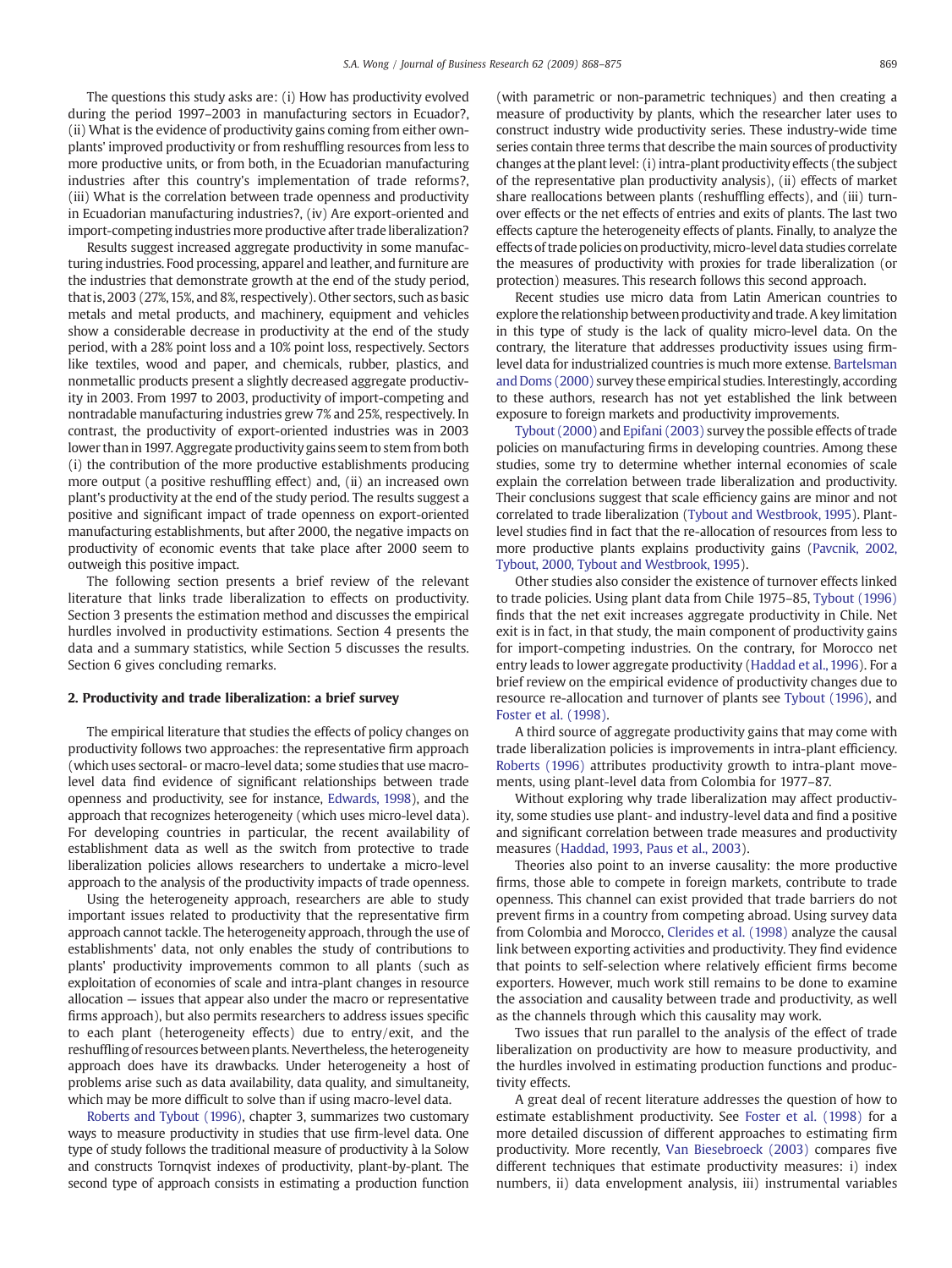The questions this study asks are: (i) How has productivity evolved during the period 1997–2003 in manufacturing sectors in Ecuador?, (ii) What is the evidence of productivity gains coming from either own-plants' improved productivity or from reshuffling resources from less to more productive units, or from both, in the Ecuadorian manufacturing industries after this country's implementation of trade reforms?, (iii) What is the correlation between trade openness and productivity in Ecuadorian manufacturing industries?, (iv) Are export-oriented and import-competing industries more productive after trade liberalization?

Results suggest increased aggregate productivity in some manufacturing industries. Food processing, apparel and leather, and furniture are the industries that demonstrate growth at the end of the study period, that is, 2003 (27%, 15%, and 8%, respectively). Other sectors, such as basic metals and metal products, and machinery, equipment and vehicles show a considerable decrease in productivity at the end of the study period, with a 28% point loss and a 10% point loss, respectively. Sectors like textiles, wood and paper, and chemicals, rubber, plastics, and nonmetallic products present a slightly decreased aggregate productivity in 2003. From 1997 to 2003, productivity of import-competing and nontradable manufacturing industries grew 7% and 25%, respectively. In contrast, the productivity of export-oriented industries was in 2003 lower than in 1997. Aggregate productivity gains seem to stem from both (i) the contribution of the more productive establishments producing more output (a positive reshuffling effect) and, (ii) an increased own plant's productivity at the end of the study period. The results suggest a positive and significant impact of trade openness on export-oriented manufacturing establishments, but after 2000, the negative impacts on productivity of economic events that take place after 2000 seem to outweigh this positive impact.

The following section presents a brief review of the relevant literature that links trade liberalization to effects on productivity. Section 3 presents the estimation method and discusses the empirical hurdles involved in productivity estimations. Section 4 presents the data and a summary statistics, while Section 5 discusses the results. Section 6 gives concluding remarks.

## 2. Productivity and trade liberalization: a brief survey

The empirical literature that studies the effects of policy changes on productivity follows two approaches: the representative firm approach (which uses sectoral- or macro-level data; some studies that use macro-level data find evidence of significant relationships between trade openness and productivity, see for instance, Edwards, 1998), and the approach that recognizes heterogeneity (which uses micro-level data). For developing countries in particular, the recent availability of establishment data as well as the switch from protective to trade liberalization policies allows researchers to undertake a micro-level approach to the analysis of the productivity impacts of trade openness.

Using the heterogeneity approach, researchers are able to study important issues related to productivity that the representative firm approach cannot tackle. The heterogeneity approach, through the use of establishments' data, not only enables the study of contributions to plants' productivity improvements common to all plants (such as exploitation of economies of scale and intra-plant changes in resource allocation — issues that appear also under the macro or representative firms approach), but also permits researchers to address issues specific to each plant (heterogeneity effects) due to entry/exit, and the reshuffling of resources between plants. Nevertheless, the heterogeneity approach does have its drawbacks. Under heterogeneity a host of problems arise such as data availability, data quality, and simultaneity, which may be more difficult to solve than if using macro-level data.

Roberts and Tybout (1996), chapter 3, summarizes two customary ways to measure productivity in studies that use firm-level data. One type of study follows the traditional measure of productivity à la Solow and constructs Tornqvist indexes of productivity, plant-by-plant. The second type of approach consists in estimating a production function (with parametric or non-parametric techniques) and then creating a measure of productivity by plants, which the researcher later uses to construct industry wide productivity series. These industry-wide time series contain three terms that describe the main sources of productivity changes at the plant level: (i) intra-plant productivity effects (the subject of the representative plan productivity analysis), (ii) effects of market share reallocations between plants (reshuffling effects), and (iii) turnover effects or the net effects of entries and exits of plants. The last two effects capture the heterogeneity effects of plants. Finally, to analyze the effects of trade policies on productivity, micro-level data studies correlate the measures of productivity with proxies for trade liberalization (or protection) measures. This research follows this second approach.

Recent studies use micro data from Latin American countries to explore the relationship between productivity and trade. A key limitation in this type of study is the lack of quality micro-level data. On the contrary, the literature that addresses productivity issues using firm-level data for industrialized countries is much more extense. Bartelsman and Doms (2000) survey these empirical studies. Interestingly, according to these authors, research has not yet established the link between exposure to foreign markets and productivity improvements.

Tybout (2000) and Epifani (2003) survey the possible effects of trade policies on manufacturing firms in developing countries. Among these studies, some try to determine whether internal economies of scale explain the correlation between trade liberalization and productivity. Their conclusions suggest that scale efficiency gains are minor and not correlated to trade liberalization (Tybout and Westbrook, 1995). Plant-level studies find in fact that the re-allocation of resources from less to more productive plants explains productivity gains (Pavcnik, 2002, Tybout, 2000, Tybout and Westbrook, 1995).

Other studies also consider the existence of turnover effects linked to trade policies. Using plant data from Chile 1975–85, Tybout (1996) finds that the net exit increases aggregate productivity in Chile. Net exit is in fact, in that study, the main component of productivity gains for import-competing industries. On the contrary, for Morocco net entry leads to lower aggregate productivity (Haddad et al., 1996). For a brief review on the empirical evidence of productivity changes due to resource re-allocation and turnover of plants see Tybout (1996), and Foster et al. (1998).

A third source of aggregate productivity gains that may come with trade liberalization policies is improvements in intra-plant efficiency. Roberts (1996) attributes productivity growth to intra-plant movements, using plant-level data from Colombia for 1977–87.

Without exploring why trade liberalization may affect productivity, some studies use plant- and industry-level data and find a positive and significant correlation between trade measures and productivity measures (Haddad, 1993, Paus et al., 2003).

Theories also point to an inverse causality: the more productive firms, those able to compete in foreign markets, contribute to trade openness. This channel can exist provided that trade barriers do not prevent firms in a country from competing abroad. Using survey data from Colombia and Morocco, Clerides et al. (1998) analyze the causal link between exporting activities and productivity. They find evidence that points to self-selection where relatively efficient firms become exporters. However, much work still remains to be done to examine the association and causality between trade and productivity, as well as the channels through which this causality may work.

Two issues that run parallel to the analysis of the effect of trade liberalization on productivity are how to measure productivity, and the hurdles involved in estimating production functions and productivity effects.

A great deal of recent literature addresses the question of how to estimate establishment productivity. See Foster et al. (1998) for a more detailed discussion of different approaches to estimating firm productivity. More recently, Van Biesebroeck (2003) compares five different techniques that estimate productivity measures: i) index numbers, ii) data envelopment analysis, iii) instrumental variables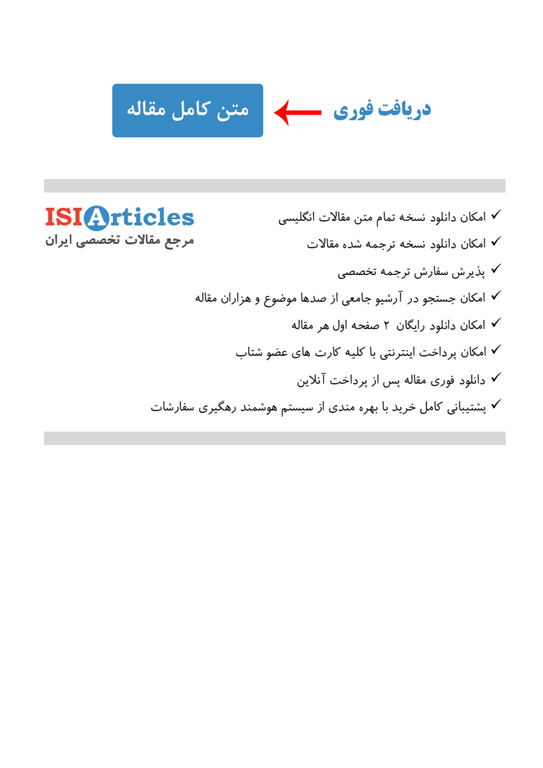دریافت فوری ← متن کامل مقاله

**ISIArticles**

مرجع مقالات تخصصی ایران

- ✓ امکان دانلود نسخه تمام متن مقالات انگلیسی
- ✓ امکان دانلود نسخه ترجمه شده مقالات
- ✓ پذیرش سفارش ترجمه تخصصی
- ✓ امکان جستجو در آرشیو جامعی از صدها موضوع و هزاران مقاله
- ✓ امکان دانلود رایگان ۲ صفحه اول هر مقاله
- ✓ امکان پرداخت اینترنتی با کلیه کارت های عضو شتاب
- ✓ دانلود فوری مقاله پس از پرداخت آنلاین
- ✓ پشتیبانی کامل خرید با بهره مندی از سیستم هوشمند رهگیری سفارشات